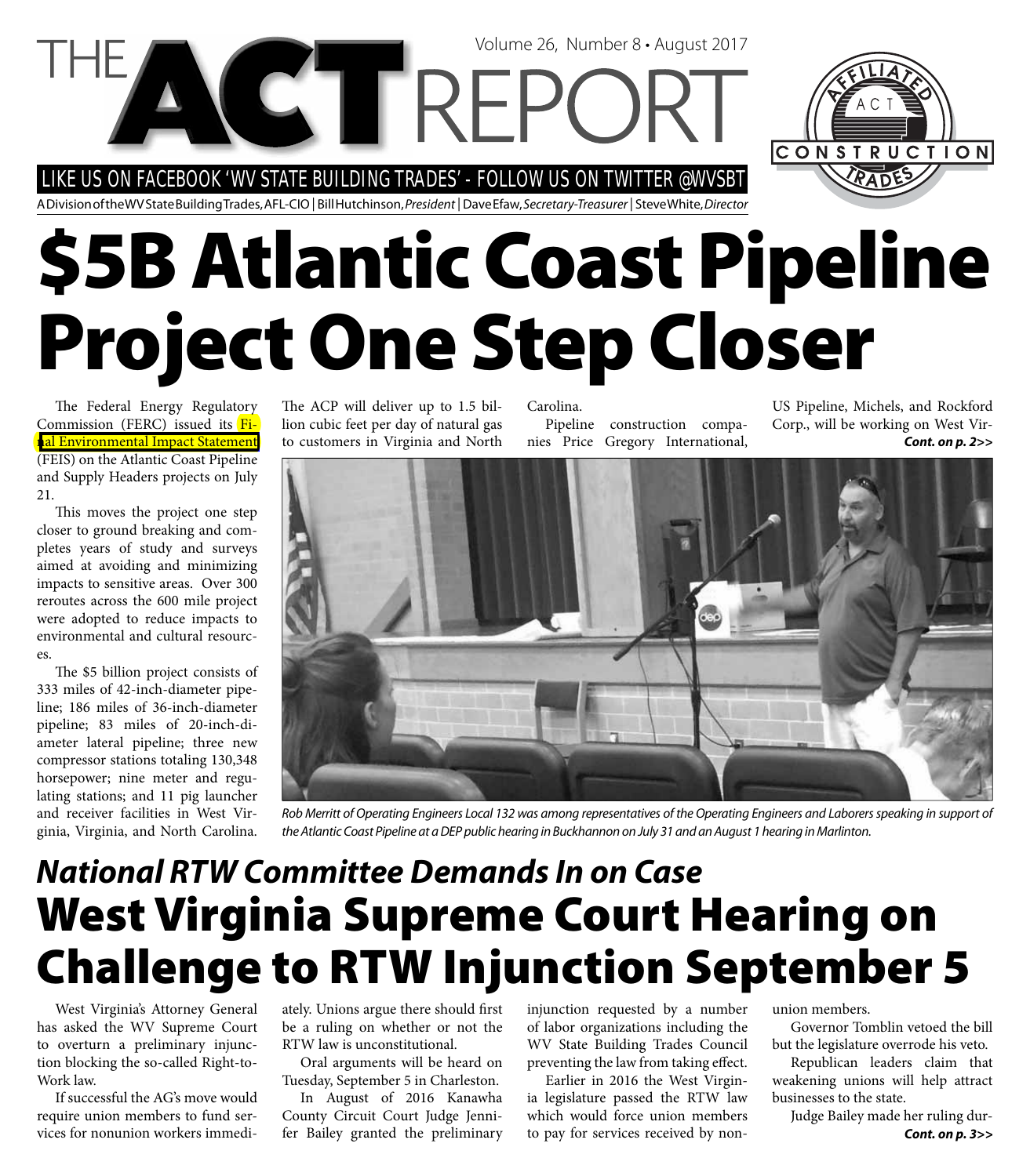# THE ACT REPORT

Volume 26, Number 8 • August 2017

LIKE US ON FACEBOOK 'WV STATE BUILDING TRADES' - FOLLOW US ON TWITTER @WVSBT

A Division of the WV State Building Trades, AFL-CIO | Bill Hutchinson, *President* | Dave Efaw, *Secretary-Treasurer* | Steve White, *Director*

AFFILIATED ACT CONSTRUCTION TRADES

# $5B Atlantic Coast Pipeline Project One Step Closer

The Federal Energy Regulatory Commission (FERC) issued its Final Environmental Impact Statement (FEIS) on the Atlantic Coast Pipeline and Supply Headers projects on July 21.

This moves the project one step closer to ground breaking and completes years of study and surveys aimed at avoiding and minimizing impacts to sensitive areas. Over 300 reroutes across the 600 mile project were adopted to reduce impacts to environmental and cultural resources.

The $5 billion project consists of 333 miles of 42-inch-diameter pipeline; 186 miles of 36-inch-diameter pipeline; 83 miles of 20-inch-diameter lateral pipeline; three new compressor stations totaling 130,348 horsepower; nine meter and regulating stations; and 11 pig launcher and receiver facilities in West Virginia, Virginia, and North Carolina.

The ACP will deliver up to 1.5 billion cubic feet per day of natural gas to customers in Virginia and North Carolina.

Pipeline construction companies Price Gregory International, US Pipeline, Michels, and Rockford Corp., will be working on West Vir-

***Cont. on p. 2>>***

*Rob Merritt of Operating Engineers Local 132 was among representatives of the Operating Engineers and Laborers speaking in support of the Atlantic Coast Pipeline at a DEP public hearing in Buckhannon on July 31 and an August 1 hearing in Marlinton.*

## *National RTW Committee Demands In on Case*

# West Virginia Supreme Court Hearing on Challenge to RTW Injunction September 5

West Virginia's Attorney General has asked the WV Supreme Court to overturn a preliminary injunction blocking the so-called Right-to-Work law.

If successful the AG's move would require union members to fund services for nonunion workers immediately. Unions argue there should first be a ruling on whether or not the RTW law is unconstitutional.

Oral arguments will be heard on Tuesday, September 5 in Charleston.

In August of 2016 Kanawha County Circuit Court Judge Jennifer Bailey granted the preliminary injunction requested by a number of labor organizations including the WV State Building Trades Council preventing the law from taking effect.

Earlier in 2016 the West Virginia legislature passed the RTW law which would force union members to pay for services received by non-union members.

Governor Tomblin vetoed the bill but the legislature overrode his veto.

Republican leaders claim that weakening unions will help attract businesses to the state.

Judge Bailey made her ruling dur-

***Cont. on p. 3>>***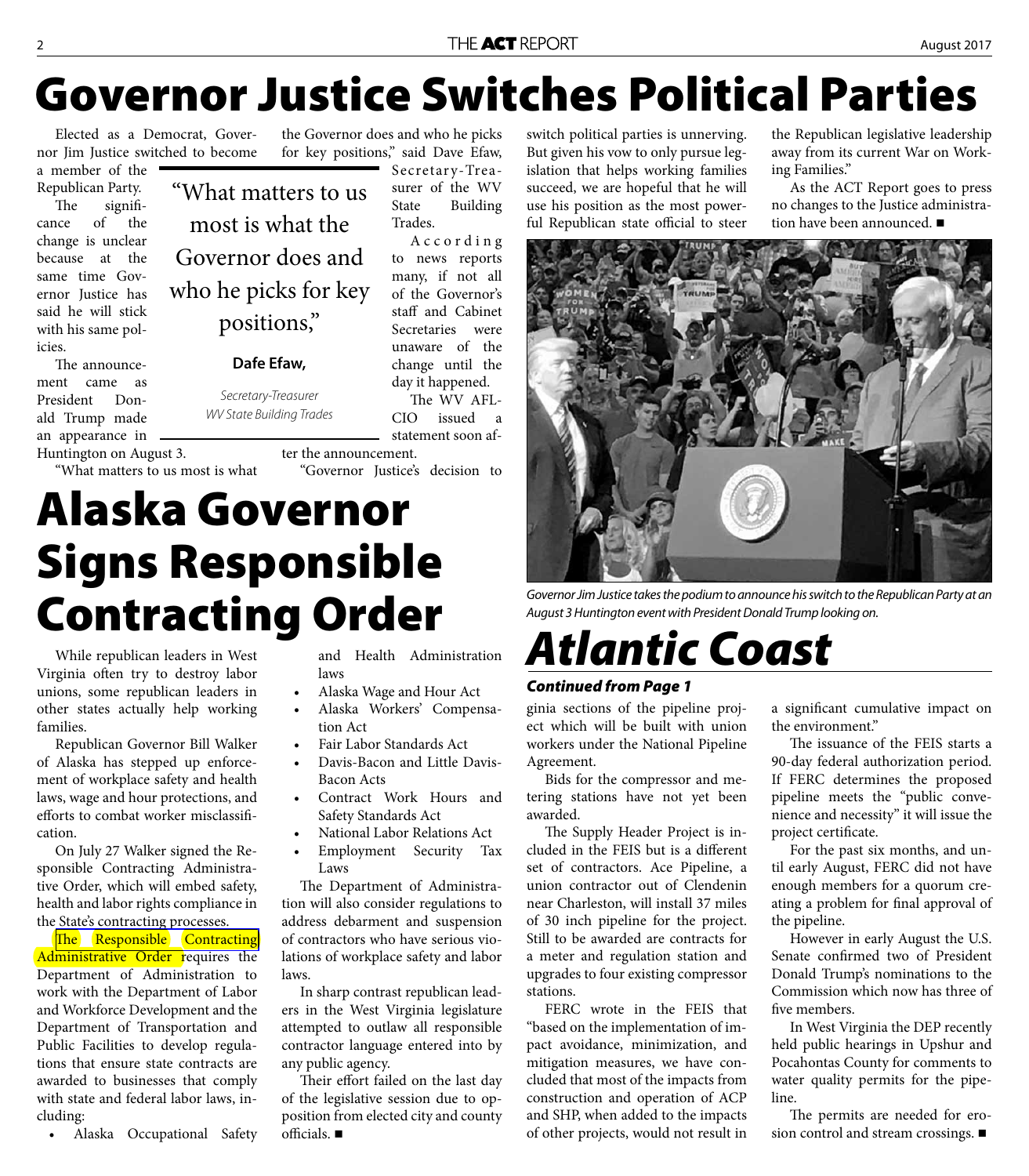# Governor Justice Switches Political Parties

Elected as a Democrat, Governor Jim Justice switched to become a member of the Republican Party.

The significance of the change is unclear because at the same time Governor Justice has said he will stick with his same policies.

The announcement came as President Donald Trump made an appearance in Huntington on August 3.

"What matters to us most is what the Governor does and who he picks for key positions," said Dave Efaw, Secretary-Treasurer of the WV State Building Trades.

> "What matters to us most is what the Governor does and who he picks for key positions,"
>
> **Dafe Efaw,**
>
> *Secretary-Treasurer*
> *WV State Building Trades*

According to news reports many, if not all of the Governor's staff and Cabinet Secretaries were unaware of the change until the day it happened.

The WV AFL-CIO issued a statement soon after the announcement.

"Governor Justice's decision to switch political parties is unnerving. But given his vow to only pursue legislation that helps working families succeed, we are hopeful that he will use his position as the most powerful Republican state official to steer the Republican legislative leadership away from its current War on Working Families."

As the ACT Report goes to press no changes to the Justice administration have been announced. ■

*Governor Jim Justice takes the podium to announce his switch to the Republican Party at an August 3 Huntington event with President Donald Trump looking on.*

# Alaska Governor Signs Responsible Contracting Order

While republican leaders in West Virginia often try to destroy labor unions, some republican leaders in other states actually help working families.

Republican Governor Bill Walker of Alaska has stepped up enforcement of workplace safety and health laws, wage and hour protections, and efforts to combat worker misclassification.

On July 27 Walker signed the Responsible Contracting Administrative Order, which will embed safety, health and labor rights compliance in the State's contracting processes.

The Responsible Contracting Administrative Order requires the Department of Administration to work with the Department of Labor and Workforce Development and the Department of Transportation and Public Facilities to develop regulations that ensure state contracts are awarded to businesses that comply with state and federal labor laws, including:

- Alaska Occupational Safety and Health Administration laws
- Alaska Wage and Hour Act
- Alaska Workers' Compensation Act
- Fair Labor Standards Act
- Davis-Bacon and Little Davis-Bacon Acts
- Contract Work Hours and Safety Standards Act
- National Labor Relations Act
- Employment Security Tax Laws

The Department of Administration will also consider regulations to address debarment and suspension of contractors who have serious violations of workplace safety and labor laws.

In sharp contrast republican leaders in the West Virginia legislature attempted to outlaw all responsible contractor language entered into by any public agency.

Their effort failed on the last day of the legislative session due to opposition from elected city and county officials. ■

# *Atlantic Coast*

***Continued from Page 1***

ginia sections of the pipeline project which will be built with union workers under the National Pipeline Agreement.

Bids for the compressor and metering stations have not yet been awarded.

The Supply Header Project is included in the FEIS but is a different set of contractors. Ace Pipeline, a union contractor out of Clendenin near Charleston, will install 37 miles of 30 inch pipeline for the project. Still to be awarded are contracts for a meter and regulation station and upgrades to four existing compressor stations.

FERC wrote in the FEIS that "based on the implementation of impact avoidance, minimization, and mitigation measures, we have concluded that most of the impacts from construction and operation of ACP and SHP, when added to the impacts of other projects, would not result in a significant cumulative impact on the environment."

The issuance of the FEIS starts a 90-day federal authorization period. If FERC determines the proposed pipeline meets the "public convenience and necessity" it will issue the project certificate.

For the past six months, and until early August, FERC did not have enough members for a quorum creating a problem for final approval of the pipeline.

However in early August the U.S. Senate confirmed two of President Donald Trump's nominations to the Commission which now has three of five members.

In West Virginia the DEP recently held public hearings in Upshur and Pocahontas County for comments to water quality permits for the pipeline.

The permits are needed for erosion control and stream crossings. ■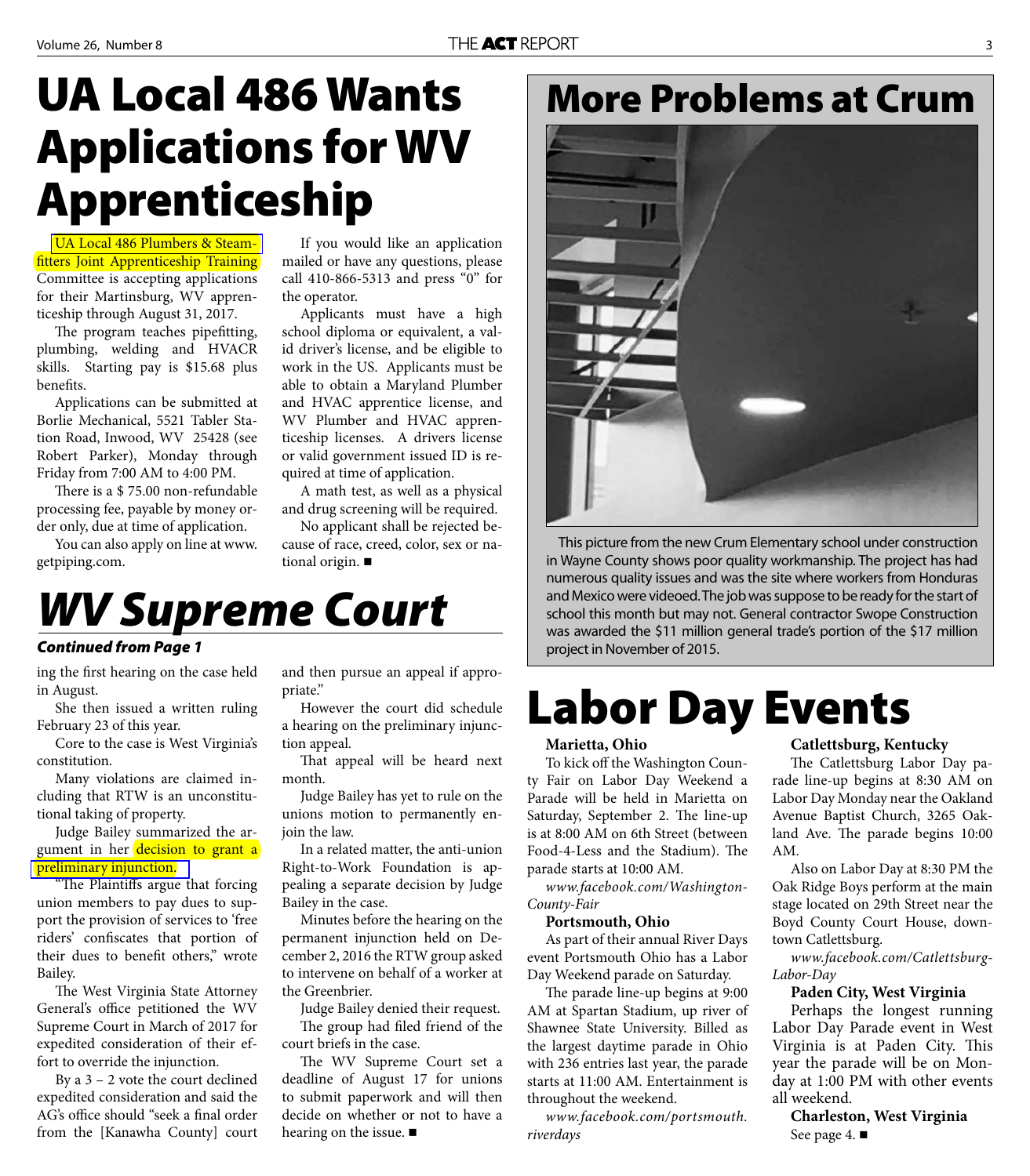# UA Local 486 Wants Applications for WV Apprenticeship

UA Local 486 Plumbers & Steamfitters Joint Apprenticeship Training Committee is accepting applications for their Martinsburg, WV apprenticeship through August 31, 2017.

The program teaches pipefitting, plumbing, welding and HVACR skills. Starting pay is $15.68 plus benefits.

Applications can be submitted at Borlie Mechanical, 5521 Tabler Station Road, Inwood, WV 25428 (see Robert Parker), Monday through Friday from 7:00 AM to 4:00 PM.

There is a $ 75.00 non-refundable processing fee, payable by money order only, due at time of application.

You can also apply on line at www.getpiping.com.

If you would like an application mailed or have any questions, please call 410-866-5313 and press "0" for the operator.

Applicants must have a high school diploma or equivalent, a valid driver's license, and be eligible to work in the US. Applicants must be able to obtain a Maryland Plumber and HVAC apprentice license, and WV Plumber and HVAC apprenticeship licenses. A drivers license or valid government issued ID is required at time of application.

A math test, as well as a physical and drug screening will be required.

No applicant shall be rejected because of race, creed, color, sex or national origin. ■

# *WV Supreme Court*

***Continued from Page 1***

ing the first hearing on the case held in August.

She then issued a written ruling February 23 of this year.

Core to the case is West Virginia's constitution.

Many violations are claimed including that RTW is an unconstitutional taking of property.

Judge Bailey summarized the argument in her decision to grant a preliminary injunction.

"The Plaintiffs argue that forcing union members to pay dues to support the provision of services to 'free riders' confiscates that portion of their dues to benefit others," wrote Bailey.

The West Virginia State Attorney General's office petitioned the WV Supreme Court in March of 2017 for expedited consideration of their effort to override the injunction.

By a 3 – 2 vote the court declined expedited consideration and said the AG's office should "seek a final order from the [Kanawha County] court and then pursue an appeal if appropriate."

However the court did schedule a hearing on the preliminary injunction appeal.

That appeal will be heard next month.

Judge Bailey has yet to rule on the unions motion to permanently enjoin the law.

In a related matter, the anti-union Right-to-Work Foundation is appealing a separate decision by Judge Bailey in the case.

Minutes before the hearing on the permanent injunction held on December 2, 2016 the RTW group asked to intervene on behalf of a worker at the Greenbrier.

Judge Bailey denied their request.

The group had filed friend of the court briefs in the case.

The WV Supreme Court set a deadline of August 17 for unions to submit paperwork and will then decide on whether or not to have a hearing on the issue. ■

# More Problems at Crum

This picture from the new Crum Elementary school under construction in Wayne County shows poor quality workmanship. The project has had numerous quality issues and was the site where workers from Honduras and Mexico were videoed. The job was suppose to be ready for the start of school this month but may not. General contractor Swope Construction was awarded the $11 million general trade's portion of the $17 million project in November of 2015.

# Labor Day Events

**Marietta, Ohio**

To kick off the Washington County Fair on Labor Day Weekend a Parade will be held in Marietta on Saturday, September 2. The line-up is at 8:00 AM on 6th Street (between Food-4-Less and the Stadium). The parade starts at 10:00 AM.

*www.facebook.com/Washington-County-Fair*

**Portsmouth, Ohio**

As part of their annual River Days event Portsmouth Ohio has a Labor Day Weekend parade on Saturday.

The parade line-up begins at 9:00 AM at Spartan Stadium, up river of Shawnee State University. Billed as the largest daytime parade in Ohio with 236 entries last year, the parade starts at 11:00 AM. Entertainment is throughout the weekend.

*www.facebook.com/portsmouth.riverdays*

**Catlettsburg, Kentucky**

The Catlettsburg Labor Day parade line-up begins at 8:30 AM on Labor Day Monday near the Oakland Avenue Baptist Church, 3265 Oakland Ave. The parade begins 10:00 AM.

Also on Labor Day at 8:30 PM the Oak Ridge Boys perform at the main stage located on 29th Street near the Boyd County Court House, downtown Catlettsburg.

*www.facebook.com/Catlettsburg-Labor-Day*

**Paden City, West Virginia**

Perhaps the longest running Labor Day Parade event in West Virginia is at Paden City. This year the parade will be on Monday at 1:00 PM with other events all weekend.

**Charleston, West Virginia**

See page 4. ■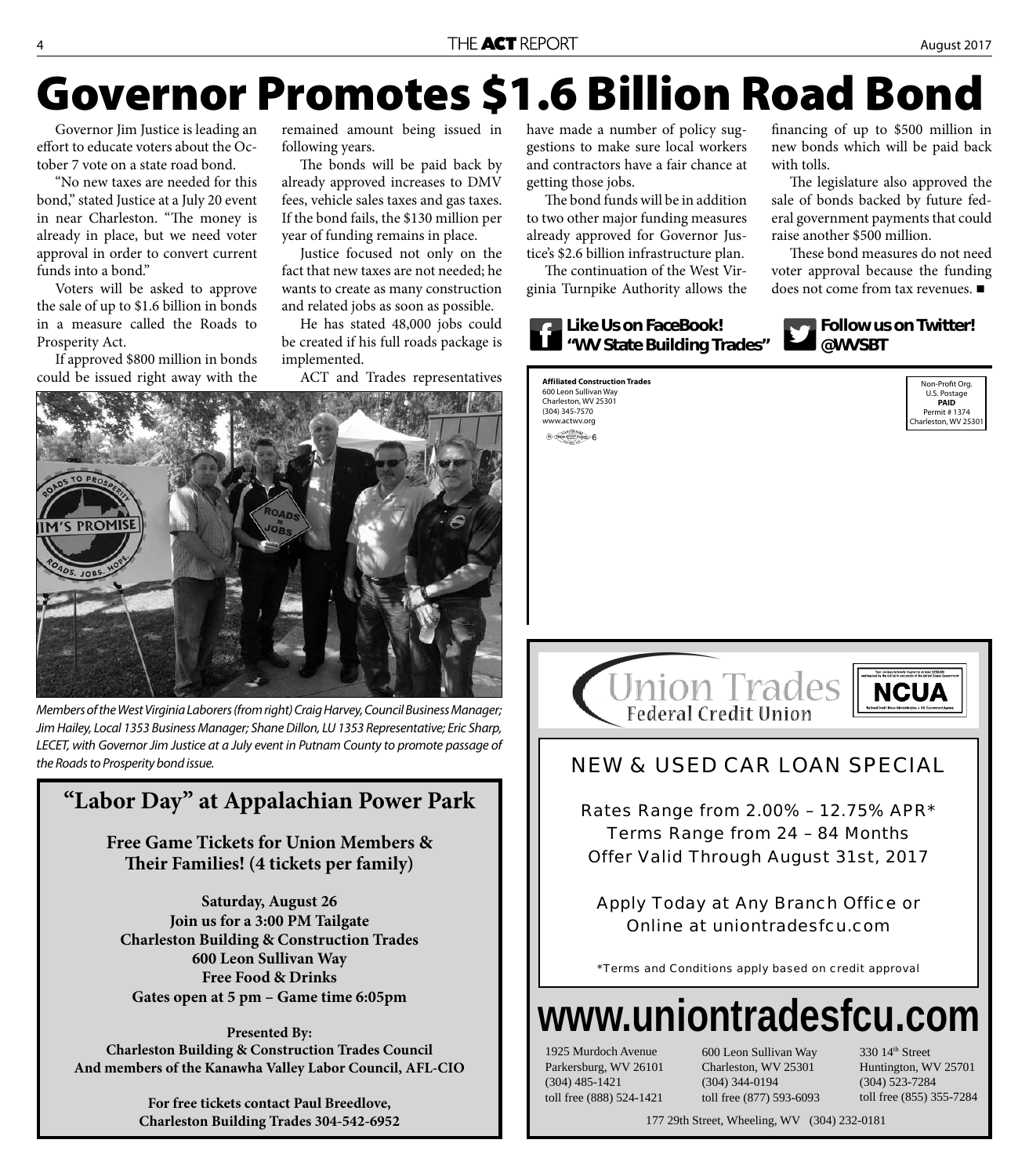# Governor Promotes $1.6 Billion Road Bond

Governor Jim Justice is leading an effort to educate voters about the October 7 vote on a state road bond.

"No new taxes are needed for this bond," stated Justice at a July 20 event in near Charleston. "The money is already in place, but we need voter approval in order to convert current funds into a bond."

Voters will be asked to approve the sale of up to $1.6 billion in bonds in a measure called the Roads to Prosperity Act.

If approved $800 million in bonds could be issued right away with the remained amount being issued in following years.

The bonds will be paid back by already approved increases to DMV fees, vehicle sales taxes and gas taxes. If the bond fails, the $130 million per year of funding remains in place.

Justice focused not only on the fact that new taxes are not needed; he wants to create as many construction and related jobs as soon as possible.

He has stated 48,000 jobs could be created if his full roads package is implemented.

ACT and Trades representatives have made a number of policy suggestions to make sure local workers and contractors have a fair chance at getting those jobs.

The bond funds will be in addition to two other major funding measures already approved for Governor Justice's $2.6 billion infrastructure plan.

The continuation of the West Virginia Turnpike Authority allows the financing of up to $500 million in new bonds which will be paid back with tolls.

The legislature also approved the sale of bonds backed by future federal government payments that could raise another $500 million.

These bond measures do not need voter approval because the funding does not come from tax revenues. ■

*Members of the West Virginia Laborers (from right) Craig Harvey, Council Business Manager; Jim Hailey, Local 1353 Business Manager; Shane Dillon, LU 1353 Representative; Eric Sharp, LECET, with Governor Jim Justice at a July event in Putnam County to promote passage of the Roads to Prosperity bond issue.*

**Like Us on FaceBook! "WV State Building Trades"**

**Follow us on Twitter! @WVSBT**

**Affiliated Construction Trades**
600 Leon Sullivan Way
Charleston, WV 25301
(304) 345-7570
www.actwv.org

Non-Profit Org.
U.S. Postage
**PAID**
Permit # 1374
Charleston, WV 25301

## "Labor Day" at Appalachian Power Park

**Free Game Tickets for Union Members & Their Families! (4 tickets per family)**

**Saturday, August 26**
**Join us for a 3:00 PM Tailgate**
**Charleston Building & Construction Trades**
**600 Leon Sullivan Way**
**Free Food & Drinks**
**Gates open at 5 pm – Game time 6:05pm**

**Presented By:**
**Charleston Building & Construction Trades Council**
**And members of the Kanawha Valley Labor Council, AFL-CIO**

**For free tickets contact Paul Breedlove, Charleston Building Trades 304-542-6952**

Union Trades Federal Credit Union

NCUA

NEW & USED CAR LOAN SPECIAL

Rates Range from 2.00% – 12.75% APR*
Terms Range from 24 – 84 Months
Offer Valid Through August 31st, 2017

Apply Today at Any Branch Office or Online at uniontradesfcu.com

*Terms and Conditions apply based on credit approval

**www.uniontradesfcu.com**

1925 Murdoch Avenue
Parkersburg, WV 26101
(304) 485-1421
toll free (888) 524-1421

600 Leon Sullivan Way
Charleston, WV 25301
(304) 344-0194
toll free (877) 593-6093

330 14th Street
Huntington, WV 25701
(304) 523-7284
toll free (855) 355-7284

177 29th Street, Wheeling, WV (304) 232-0181